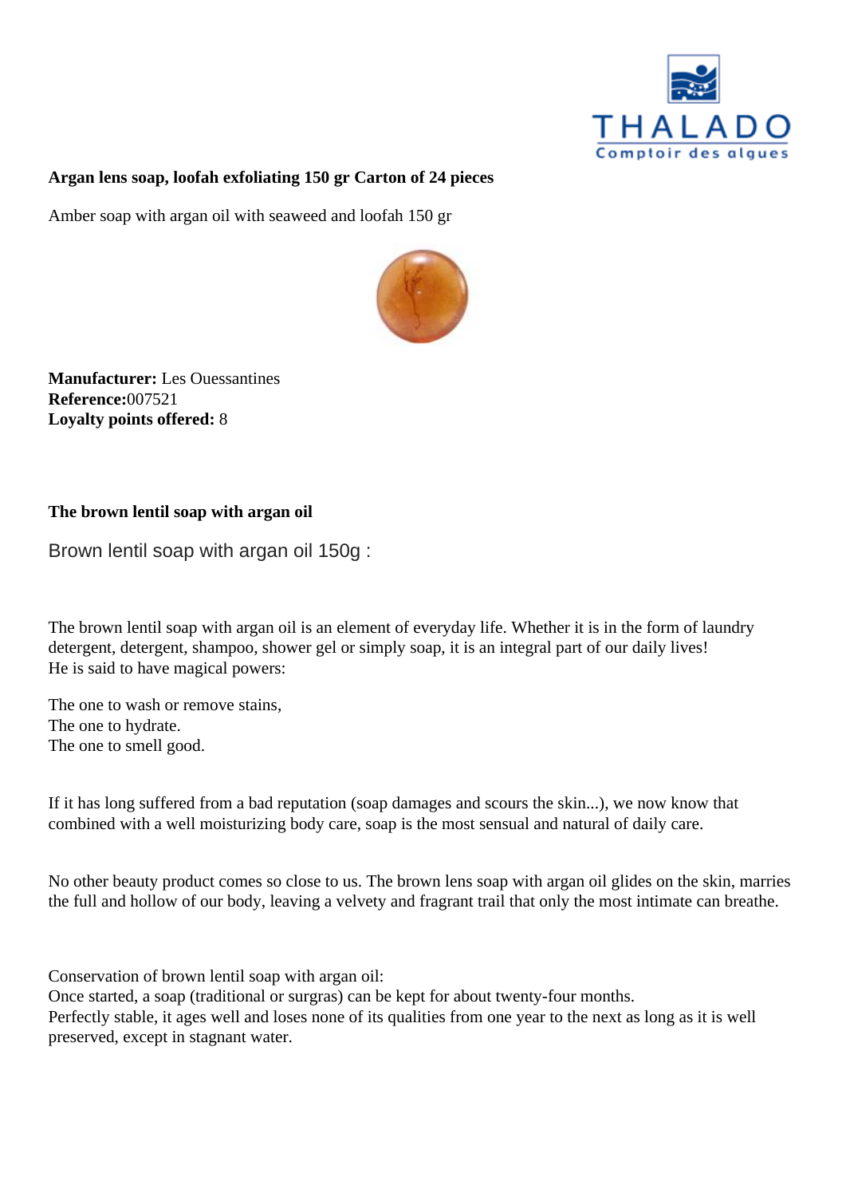**Argan lens soap, loofah exfoliating 150 gr Carton of 24 pieces**

Amber soap with argan oil with seaweed and loofah 150 gr

**Manufacturer:** Les Ouessantines
**Reference:**007521
**Loyalty points offered:** 8

**The brown lentil soap with argan oil**

Brown lentil soap with argan oil 150g :

The brown lentil soap with argan oil is an element of everyday life. Whether it is in the form of laundry detergent, detergent, shampoo, shower gel or simply soap, it is an integral part of our daily lives!
He is said to have magical powers:

The one to wash or remove stains,
The one to hydrate.
The one to smell good.

If it has long suffered from a bad reputation (soap damages and scours the skin...), we now know that combined with a well moisturizing body care, soap is the most sensual and natural of daily care.

No other beauty product comes so close to us. The brown lens soap with argan oil glides on the skin, marries the full and hollow of our body, leaving a velvety and fragrant trail that only the most intimate can breathe.

Conservation of brown lentil soap with argan oil:
Once started, a soap (traditional or surgras) can be kept for about twenty-four months.
Perfectly stable, it ages well and loses none of its qualities from one year to the next as long as it is well preserved, except in stagnant water.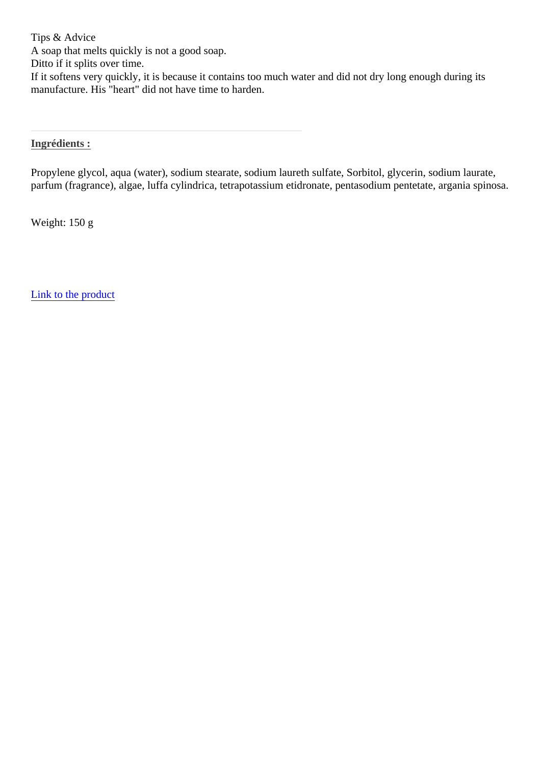Tips & Advice
A soap that melts quickly is not a good soap.
Ditto if it splits over time.
If it softens very quickly, it is because it contains too much water and did not dry long enough during its manufacture. His "heart" did not have time to harden.

---

**Ingrédients :**

Propylene glycol, aqua (water), sodium stearate, sodium laureth sulfate, Sorbitol, glycerin, sodium laurate, parfum (fragrance), algae, luffa cylindrica, tetrapotassium etidronate, pentasodium pentetate, argania spinosa.

Weight: 150 g

Link to the product